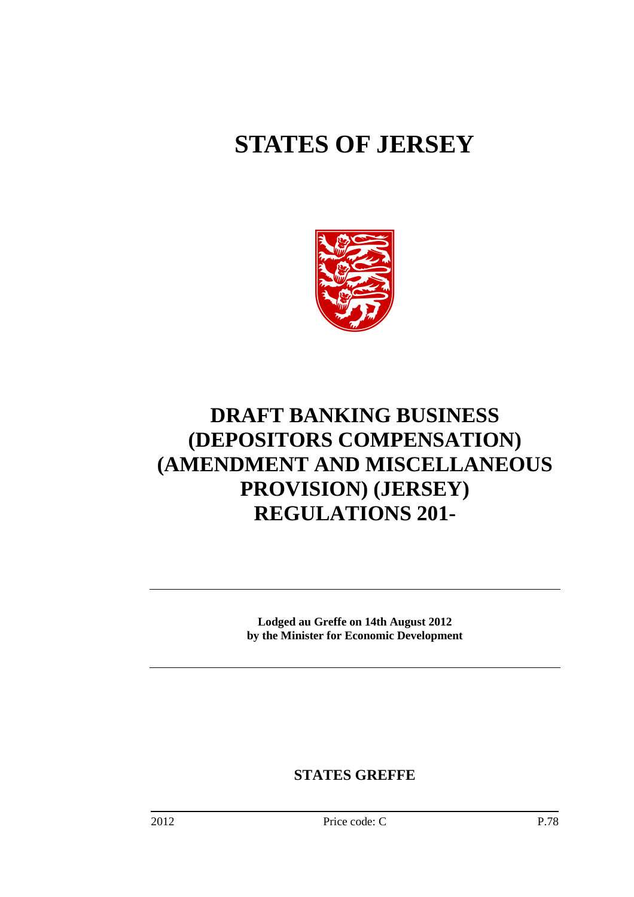# STATES OF JERSEY

# DRAFT BANKING BUSINESS (DEPOSITORS COMPENSATION) (AMENDMENT AND MISCELLANEOUS PROVISION) (JERSEY) REGULATIONS 201-

**Lodged au Greffe on 14th August 2012**
**by the Minister for Economic Development**

**STATES GREFFE**

2012 Price code: C P.78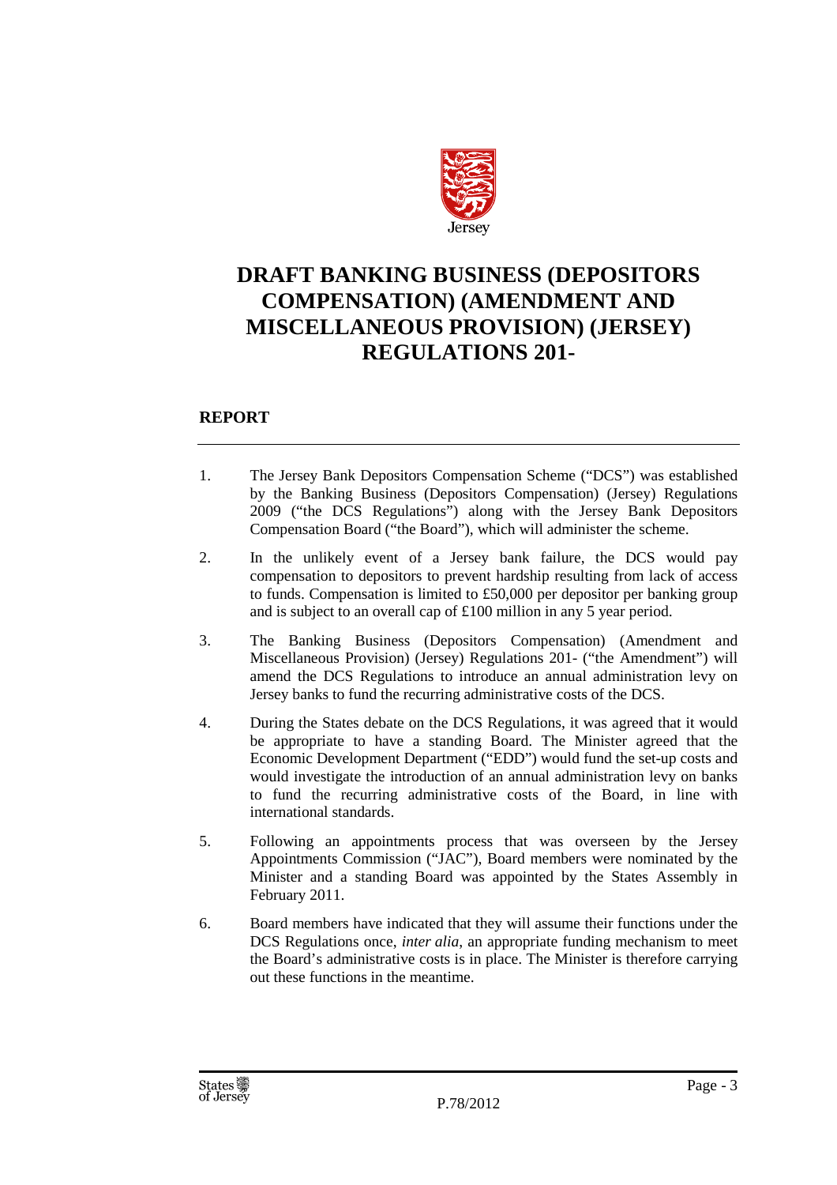# DRAFT BANKING BUSINESS (DEPOSITORS COMPENSATION) (AMENDMENT AND MISCELLANEOUS PROVISION) (JERSEY) REGULATIONS 201-

## REPORT

1. The Jersey Bank Depositors Compensation Scheme ("DCS") was established by the Banking Business (Depositors Compensation) (Jersey) Regulations 2009 ("the DCS Regulations") along with the Jersey Bank Depositors Compensation Board ("the Board"), which will administer the scheme.

2. In the unlikely event of a Jersey bank failure, the DCS would pay compensation to depositors to prevent hardship resulting from lack of access to funds. Compensation is limited to £50,000 per depositor per banking group and is subject to an overall cap of £100 million in any 5 year period.

3. The Banking Business (Depositors Compensation) (Amendment and Miscellaneous Provision) (Jersey) Regulations 201- ("the Amendment") will amend the DCS Regulations to introduce an annual administration levy on Jersey banks to fund the recurring administrative costs of the DCS.

4. During the States debate on the DCS Regulations, it was agreed that it would be appropriate to have a standing Board. The Minister agreed that the Economic Development Department ("EDD") would fund the set-up costs and would investigate the introduction of an annual administration levy on banks to fund the recurring administrative costs of the Board, in line with international standards.

5. Following an appointments process that was overseen by the Jersey Appointments Commission ("JAC"), Board members were nominated by the Minister and a standing Board was appointed by the States Assembly in February 2011.

6. Board members have indicated that they will assume their functions under the DCS Regulations once, *inter alia*, an appropriate funding mechanism to meet the Board's administrative costs is in place. The Minister is therefore carrying out these functions in the meantime.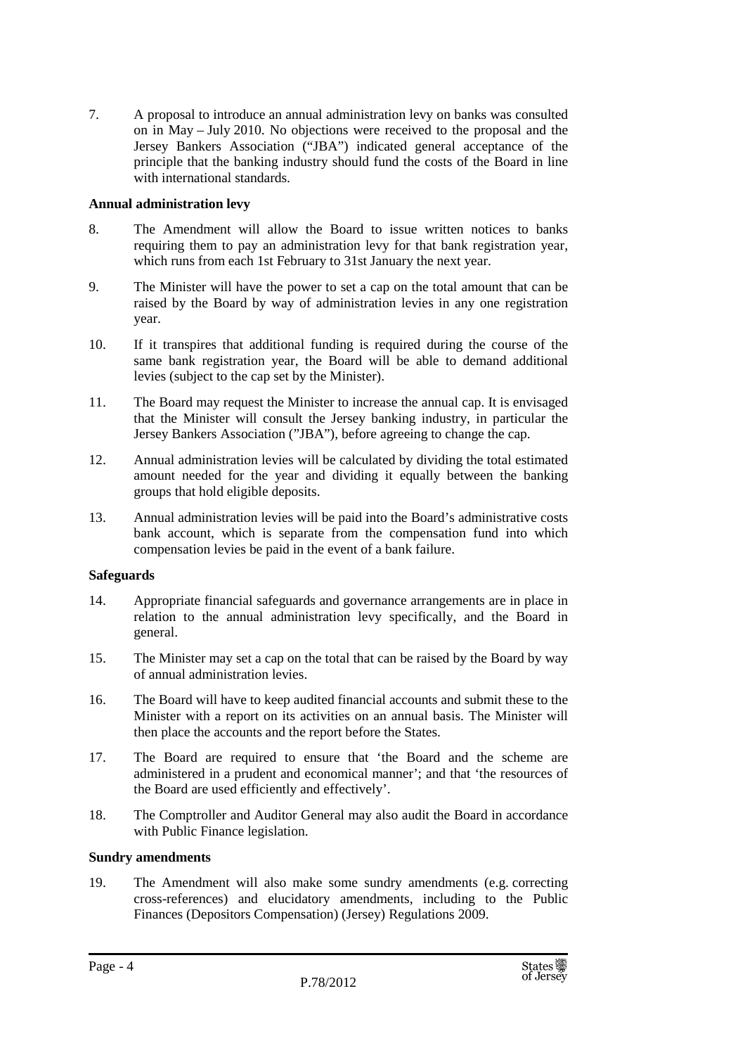7. A proposal to introduce an annual administration levy on banks was consulted on in May – July 2010. No objections were received to the proposal and the Jersey Bankers Association ("JBA") indicated general acceptance of the principle that the banking industry should fund the costs of the Board in line with international standards.

**Annual administration levy**

8. The Amendment will allow the Board to issue written notices to banks requiring them to pay an administration levy for that bank registration year, which runs from each 1st February to 31st January the next year.

9. The Minister will have the power to set a cap on the total amount that can be raised by the Board by way of administration levies in any one registration year.

10. If it transpires that additional funding is required during the course of the same bank registration year, the Board will be able to demand additional levies (subject to the cap set by the Minister).

11. The Board may request the Minister to increase the annual cap. It is envisaged that the Minister will consult the Jersey banking industry, in particular the Jersey Bankers Association ("JBA"), before agreeing to change the cap.

12. Annual administration levies will be calculated by dividing the total estimated amount needed for the year and dividing it equally between the banking groups that hold eligible deposits.

13. Annual administration levies will be paid into the Board's administrative costs bank account, which is separate from the compensation fund into which compensation levies be paid in the event of a bank failure.

**Safeguards**

14. Appropriate financial safeguards and governance arrangements are in place in relation to the annual administration levy specifically, and the Board in general.

15. The Minister may set a cap on the total that can be raised by the Board by way of annual administration levies.

16. The Board will have to keep audited financial accounts and submit these to the Minister with a report on its activities on an annual basis. The Minister will then place the accounts and the report before the States.

17. The Board are required to ensure that 'the Board and the scheme are administered in a prudent and economical manner'; and that 'the resources of the Board are used efficiently and effectively'.

18. The Comptroller and Auditor General may also audit the Board in accordance with Public Finance legislation.

**Sundry amendments**

19. The Amendment will also make some sundry amendments (e.g. correcting cross-references) and elucidatory amendments, including to the Public Finances (Depositors Compensation) (Jersey) Regulations 2009.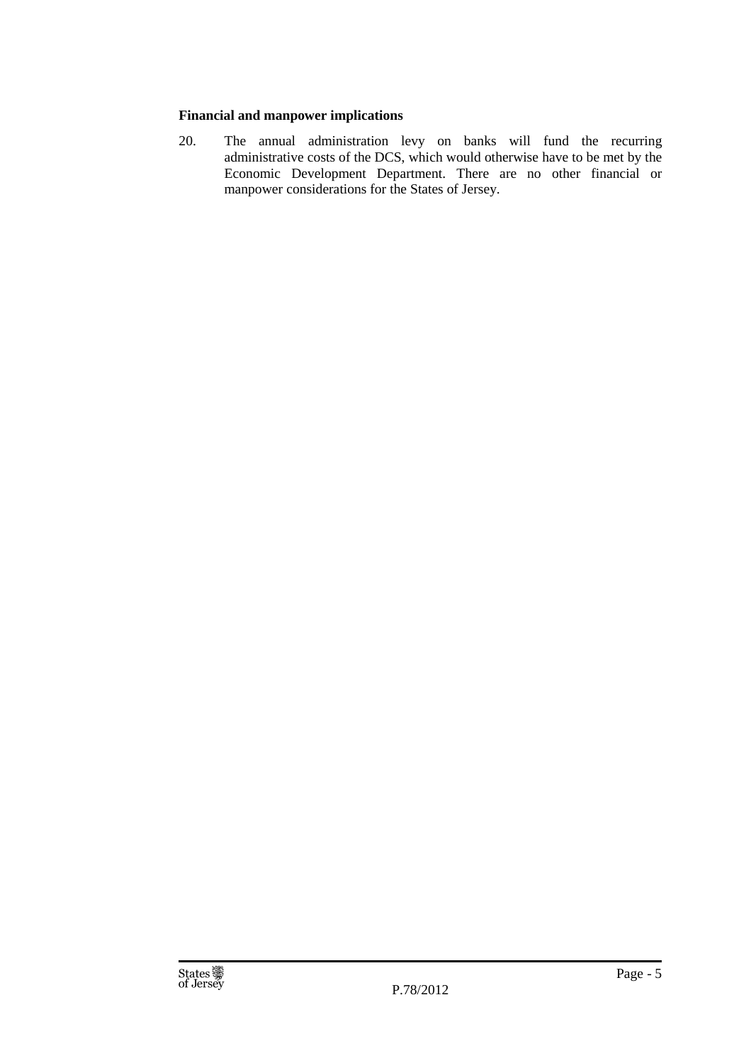**Financial and manpower implications**

20. The annual administration levy on banks will fund the recurring administrative costs of the DCS, which would otherwise have to be met by the Economic Development Department. There are no other financial or manpower considerations for the States of Jersey.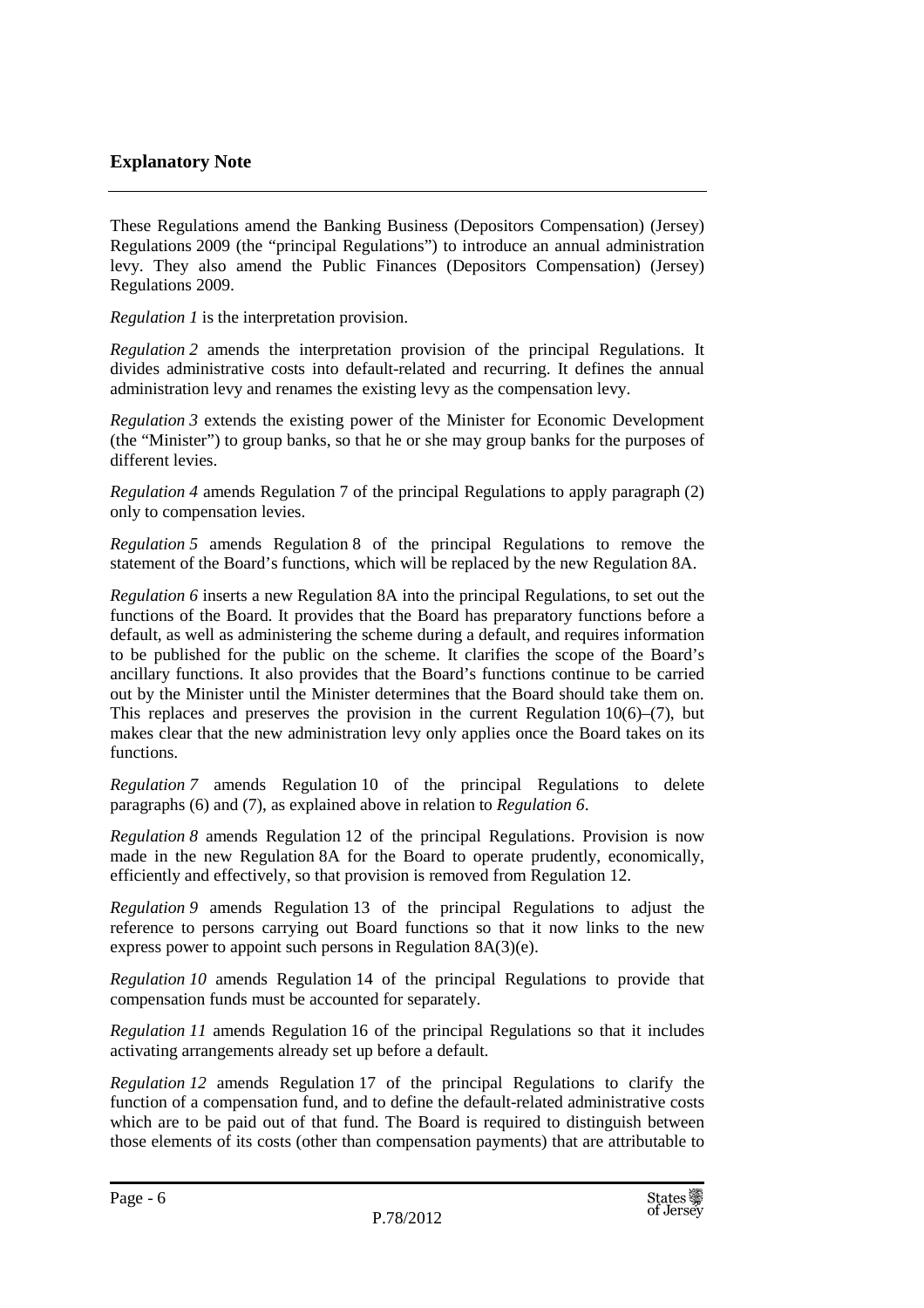## Explanatory Note

These Regulations amend the Banking Business (Depositors Compensation) (Jersey) Regulations 2009 (the "principal Regulations") to introduce an annual administration levy. They also amend the Public Finances (Depositors Compensation) (Jersey) Regulations 2009.

*Regulation 1* is the interpretation provision.

*Regulation 2* amends the interpretation provision of the principal Regulations. It divides administrative costs into default-related and recurring. It defines the annual administration levy and renames the existing levy as the compensation levy.

*Regulation 3* extends the existing power of the Minister for Economic Development (the "Minister") to group banks, so that he or she may group banks for the purposes of different levies.

*Regulation 4* amends Regulation 7 of the principal Regulations to apply paragraph (2) only to compensation levies.

*Regulation 5* amends Regulation 8 of the principal Regulations to remove the statement of the Board's functions, which will be replaced by the new Regulation 8A.

*Regulation 6* inserts a new Regulation 8A into the principal Regulations, to set out the functions of the Board. It provides that the Board has preparatory functions before a default, as well as administering the scheme during a default, and requires information to be published for the public on the scheme. It clarifies the scope of the Board's ancillary functions. It also provides that the Board's functions continue to be carried out by the Minister until the Minister determines that the Board should take them on. This replaces and preserves the provision in the current Regulation 10(6)–(7), but makes clear that the new administration levy only applies once the Board takes on its functions.

*Regulation 7* amends Regulation 10 of the principal Regulations to delete paragraphs (6) and (7), as explained above in relation to *Regulation 6*.

*Regulation 8* amends Regulation 12 of the principal Regulations. Provision is now made in the new Regulation 8A for the Board to operate prudently, economically, efficiently and effectively, so that provision is removed from Regulation 12.

*Regulation 9* amends Regulation 13 of the principal Regulations to adjust the reference to persons carrying out Board functions so that it now links to the new express power to appoint such persons in Regulation 8A(3)(e).

*Regulation 10* amends Regulation 14 of the principal Regulations to provide that compensation funds must be accounted for separately.

*Regulation 11* amends Regulation 16 of the principal Regulations so that it includes activating arrangements already set up before a default.

*Regulation 12* amends Regulation 17 of the principal Regulations to clarify the function of a compensation fund, and to define the default-related administrative costs which are to be paid out of that fund. The Board is required to distinguish between those elements of its costs (other than compensation payments) that are attributable to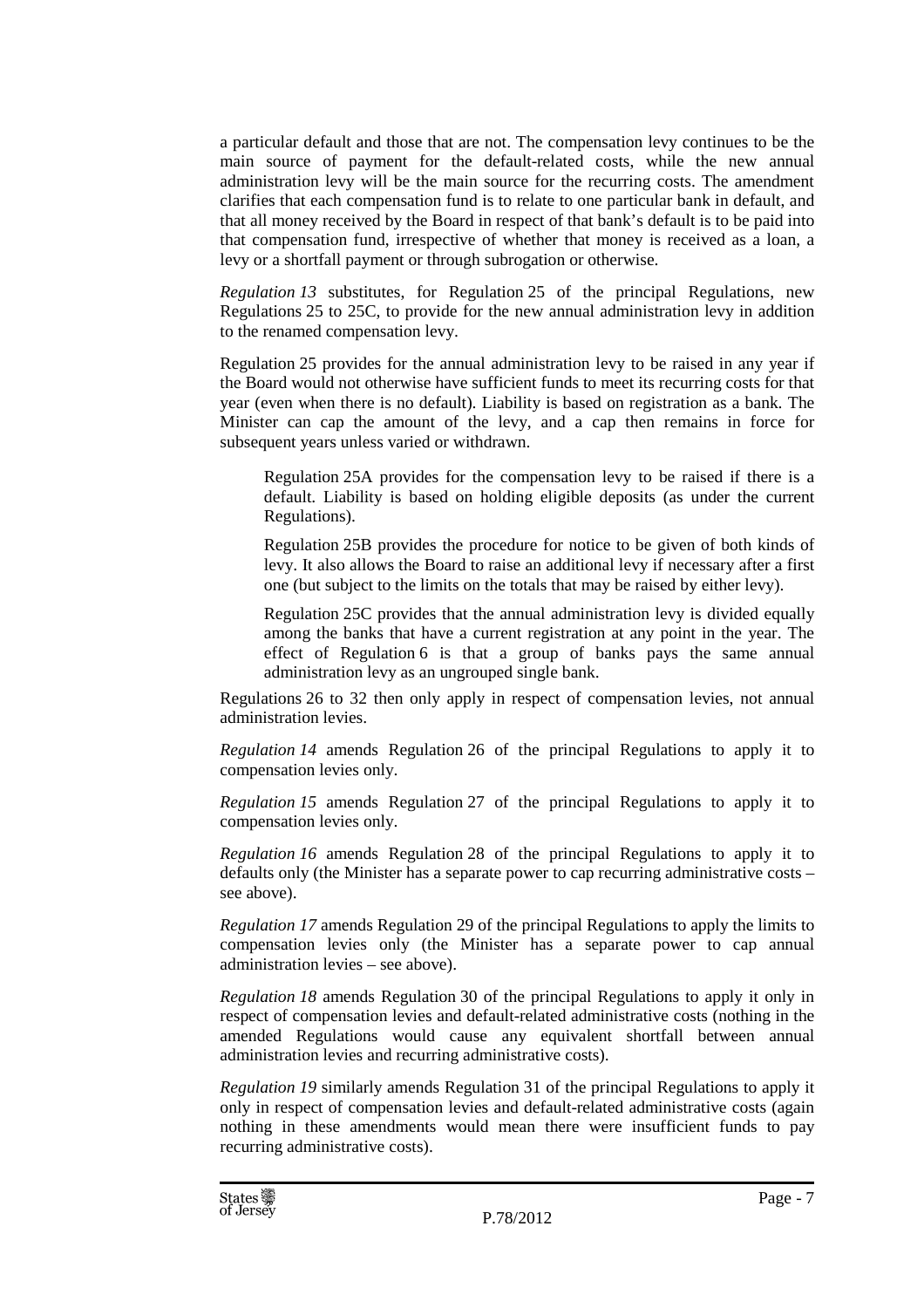a particular default and those that are not. The compensation levy continues to be the main source of payment for the default-related costs, while the new annual administration levy will be the main source for the recurring costs. The amendment clarifies that each compensation fund is to relate to one particular bank in default, and that all money received by the Board in respect of that bank's default is to be paid into that compensation fund, irrespective of whether that money is received as a loan, a levy or a shortfall payment or through subrogation or otherwise.

*Regulation 13* substitutes, for Regulation 25 of the principal Regulations, new Regulations 25 to 25C, to provide for the new annual administration levy in addition to the renamed compensation levy.

Regulation 25 provides for the annual administration levy to be raised in any year if the Board would not otherwise have sufficient funds to meet its recurring costs for that year (even when there is no default). Liability is based on registration as a bank. The Minister can cap the amount of the levy, and a cap then remains in force for subsequent years unless varied or withdrawn.

> Regulation 25A provides for the compensation levy to be raised if there is a default. Liability is based on holding eligible deposits (as under the current Regulations).
>
> Regulation 25B provides the procedure for notice to be given of both kinds of levy. It also allows the Board to raise an additional levy if necessary after a first one (but subject to the limits on the totals that may be raised by either levy).
>
> Regulation 25C provides that the annual administration levy is divided equally among the banks that have a current registration at any point in the year. The effect of Regulation 6 is that a group of banks pays the same annual administration levy as an ungrouped single bank.

Regulations 26 to 32 then only apply in respect of compensation levies, not annual administration levies.

*Regulation 14* amends Regulation 26 of the principal Regulations to apply it to compensation levies only.

*Regulation 15* amends Regulation 27 of the principal Regulations to apply it to compensation levies only.

*Regulation 16* amends Regulation 28 of the principal Regulations to apply it to defaults only (the Minister has a separate power to cap recurring administrative costs – see above).

*Regulation 17* amends Regulation 29 of the principal Regulations to apply the limits to compensation levies only (the Minister has a separate power to cap annual administration levies – see above).

*Regulation 18* amends Regulation 30 of the principal Regulations to apply it only in respect of compensation levies and default-related administrative costs (nothing in the amended Regulations would cause any equivalent shortfall between annual administration levies and recurring administrative costs).

*Regulation 19* similarly amends Regulation 31 of the principal Regulations to apply it only in respect of compensation levies and default-related administrative costs (again nothing in these amendments would mean there were insufficient funds to pay recurring administrative costs).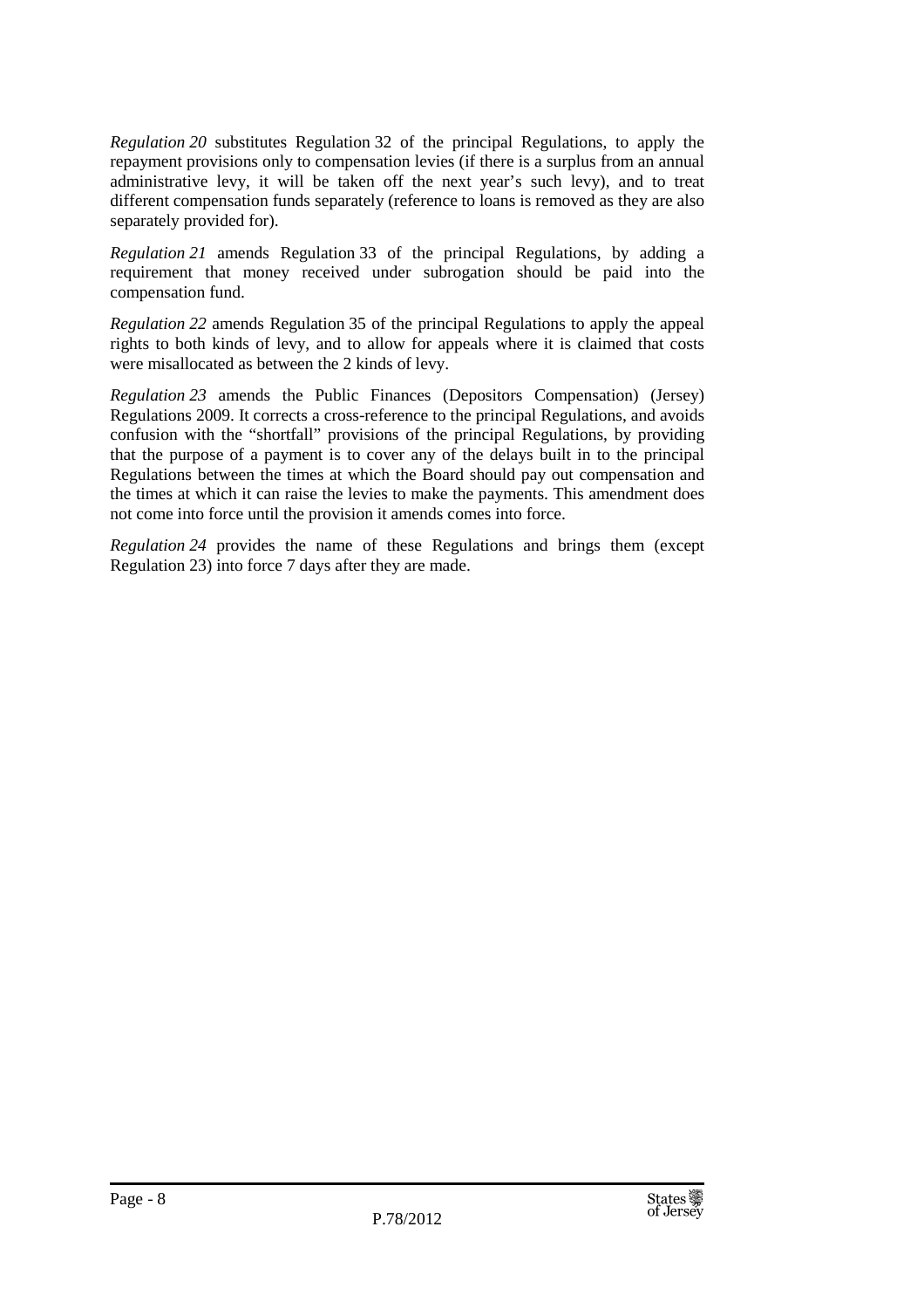*Regulation 20* substitutes Regulation 32 of the principal Regulations, to apply the repayment provisions only to compensation levies (if there is a surplus from an annual administrative levy, it will be taken off the next year's such levy), and to treat different compensation funds separately (reference to loans is removed as they are also separately provided for).

*Regulation 21* amends Regulation 33 of the principal Regulations, by adding a requirement that money received under subrogation should be paid into the compensation fund.

*Regulation 22* amends Regulation 35 of the principal Regulations to apply the appeal rights to both kinds of levy, and to allow for appeals where it is claimed that costs were misallocated as between the 2 kinds of levy.

*Regulation 23* amends the Public Finances (Depositors Compensation) (Jersey) Regulations 2009. It corrects a cross-reference to the principal Regulations, and avoids confusion with the "shortfall" provisions of the principal Regulations, by providing that the purpose of a payment is to cover any of the delays built in to the principal Regulations between the times at which the Board should pay out compensation and the times at which it can raise the levies to make the payments. This amendment does not come into force until the provision it amends comes into force.

*Regulation 24* provides the name of these Regulations and brings them (except Regulation 23) into force 7 days after they are made.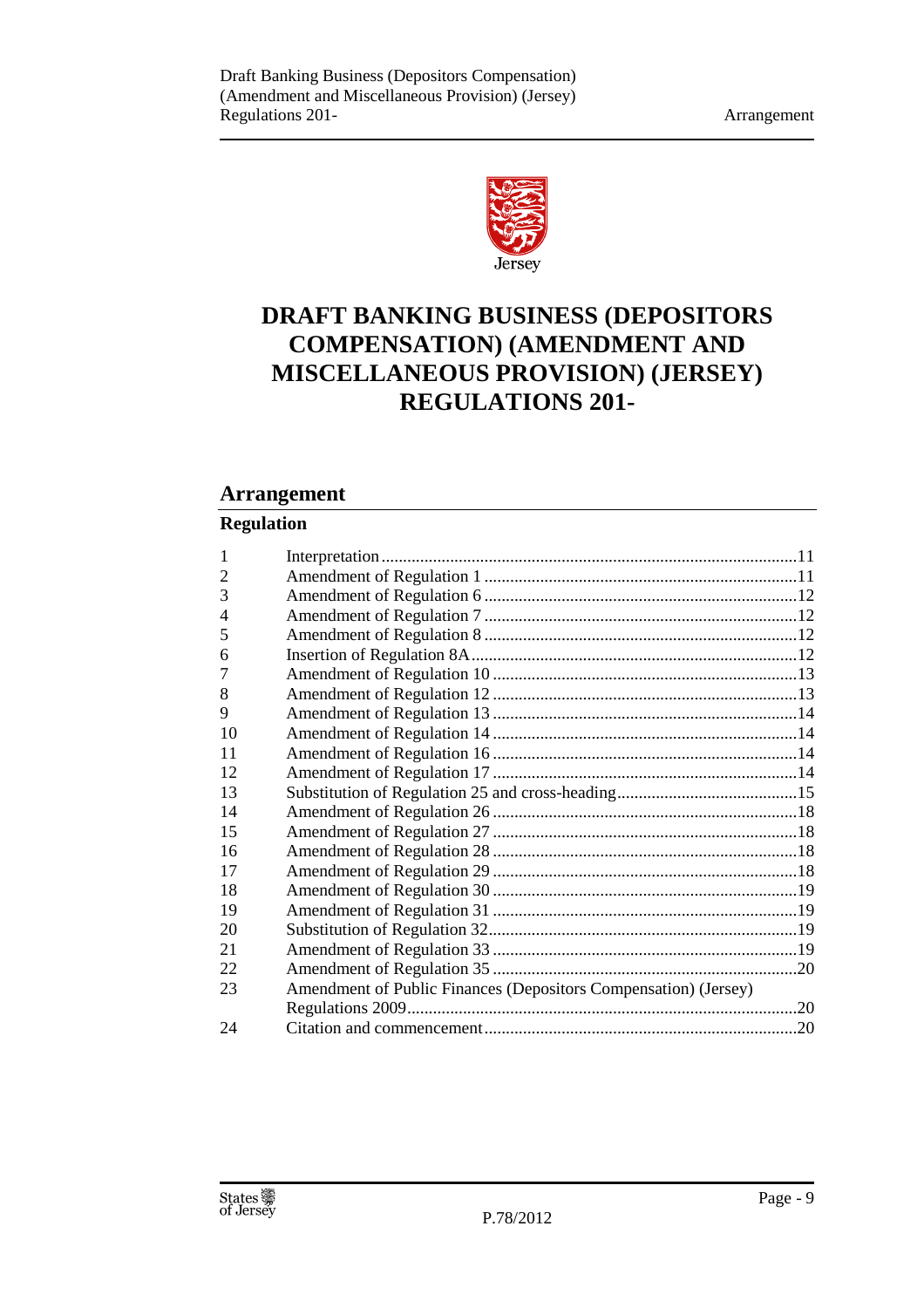# DRAFT BANKING BUSINESS (DEPOSITORS COMPENSATION) (AMENDMENT AND MISCELLANEOUS PROVISION) (JERSEY) REGULATIONS 201-

## Arrangement

### Regulation

| | | |
|---|---|---|
| 1 | Interpretation | 11 |
| 2 | Amendment of Regulation 1 | 11 |
| 3 | Amendment of Regulation 6 | 12 |
| 4 | Amendment of Regulation 7 | 12 |
| 5 | Amendment of Regulation 8 | 12 |
| 6 | Insertion of Regulation 8A | 12 |
| 7 | Amendment of Regulation 10 | 13 |
| 8 | Amendment of Regulation 12 | 13 |
| 9 | Amendment of Regulation 13 | 14 |
| 10 | Amendment of Regulation 14 | 14 |
| 11 | Amendment of Regulation 16 | 14 |
| 12 | Amendment of Regulation 17 | 14 |
| 13 | Substitution of Regulation 25 and cross-heading | 15 |
| 14 | Amendment of Regulation 26 | 18 |
| 15 | Amendment of Regulation 27 | 18 |
| 16 | Amendment of Regulation 28 | 18 |
| 17 | Amendment of Regulation 29 | 18 |
| 18 | Amendment of Regulation 30 | 19 |
| 19 | Amendment of Regulation 31 | 19 |
| 20 | Substitution of Regulation 32 | 19 |
| 21 | Amendment of Regulation 33 | 19 |
| 22 | Amendment of Regulation 35 | 20 |
| 23 | Amendment of Public Finances (Depositors Compensation) (Jersey) Regulations 2009 | 20 |
| 24 | Citation and commencement | 20 |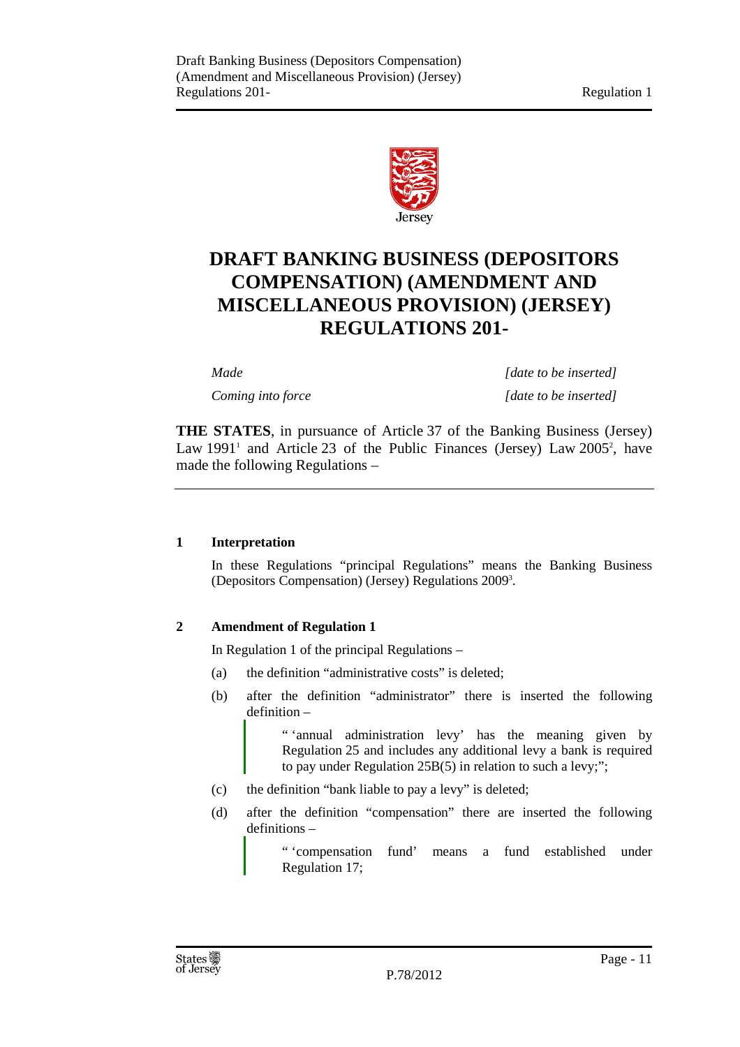# DRAFT BANKING BUSINESS (DEPOSITORS COMPENSATION) (AMENDMENT AND MISCELLANEOUS PROVISION) (JERSEY) REGULATIONS 201-

*Made* *[date to be inserted]*

*Coming into force* *[date to be inserted]*

**THE STATES**, in pursuance of Article 37 of the Banking Business (Jersey) Law 1991[1] and Article 23 of the Public Finances (Jersey) Law 2005[2], have made the following Regulations –

---

### 1 Interpretation

In these Regulations "principal Regulations" means the Banking Business (Depositors Compensation) (Jersey) Regulations 2009[3].

### 2 Amendment of Regulation 1

In Regulation 1 of the principal Regulations –

(a) the definition "administrative costs" is deleted;

(b) after the definition "administrator" there is inserted the following definition –

> " 'annual administration levy' has the meaning given by Regulation 25 and includes any additional levy a bank is required to pay under Regulation 25B(5) in relation to such a levy;";

(c) the definition "bank liable to pay a levy" is deleted;

(d) after the definition "compensation" there are inserted the following definitions –

> " 'compensation fund' means a fund established under Regulation 17;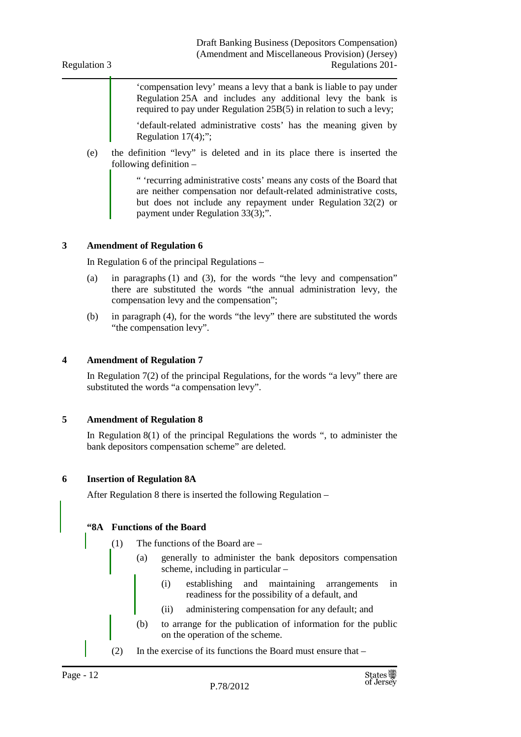'compensation levy' means a levy that a bank is liable to pay under Regulation 25A and includes any additional levy the bank is required to pay under Regulation 25B(5) in relation to such a levy;

'default-related administrative costs' has the meaning given by Regulation 17(4);";

(e) the definition "levy" is deleted and in its place there is inserted the following definition –

> " 'recurring administrative costs' means any costs of the Board that are neither compensation nor default-related administrative costs, but does not include any repayment under Regulation 32(2) or payment under Regulation 33(3);".

## 3 Amendment of Regulation 6

In Regulation 6 of the principal Regulations –

(a) in paragraphs (1) and (3), for the words "the levy and compensation" there are substituted the words "the annual administration levy, the compensation levy and the compensation";

(b) in paragraph (4), for the words "the levy" there are substituted the words "the compensation levy".

## 4 Amendment of Regulation 7

In Regulation 7(2) of the principal Regulations, for the words "a levy" there are substituted the words "a compensation levy".

## 5 Amendment of Regulation 8

In Regulation 8(1) of the principal Regulations the words ", to administer the bank depositors compensation scheme" are deleted.

## 6 Insertion of Regulation 8A

After Regulation 8 there is inserted the following Regulation –

### "8A Functions of the Board

(1) The functions of the Board are –

(a) generally to administer the bank depositors compensation scheme, including in particular –

(i) establishing and maintaining arrangements in readiness for the possibility of a default, and

(ii) administering compensation for any default; and

(b) to arrange for the publication of information for the public on the operation of the scheme.

(2) In the exercise of its functions the Board must ensure that –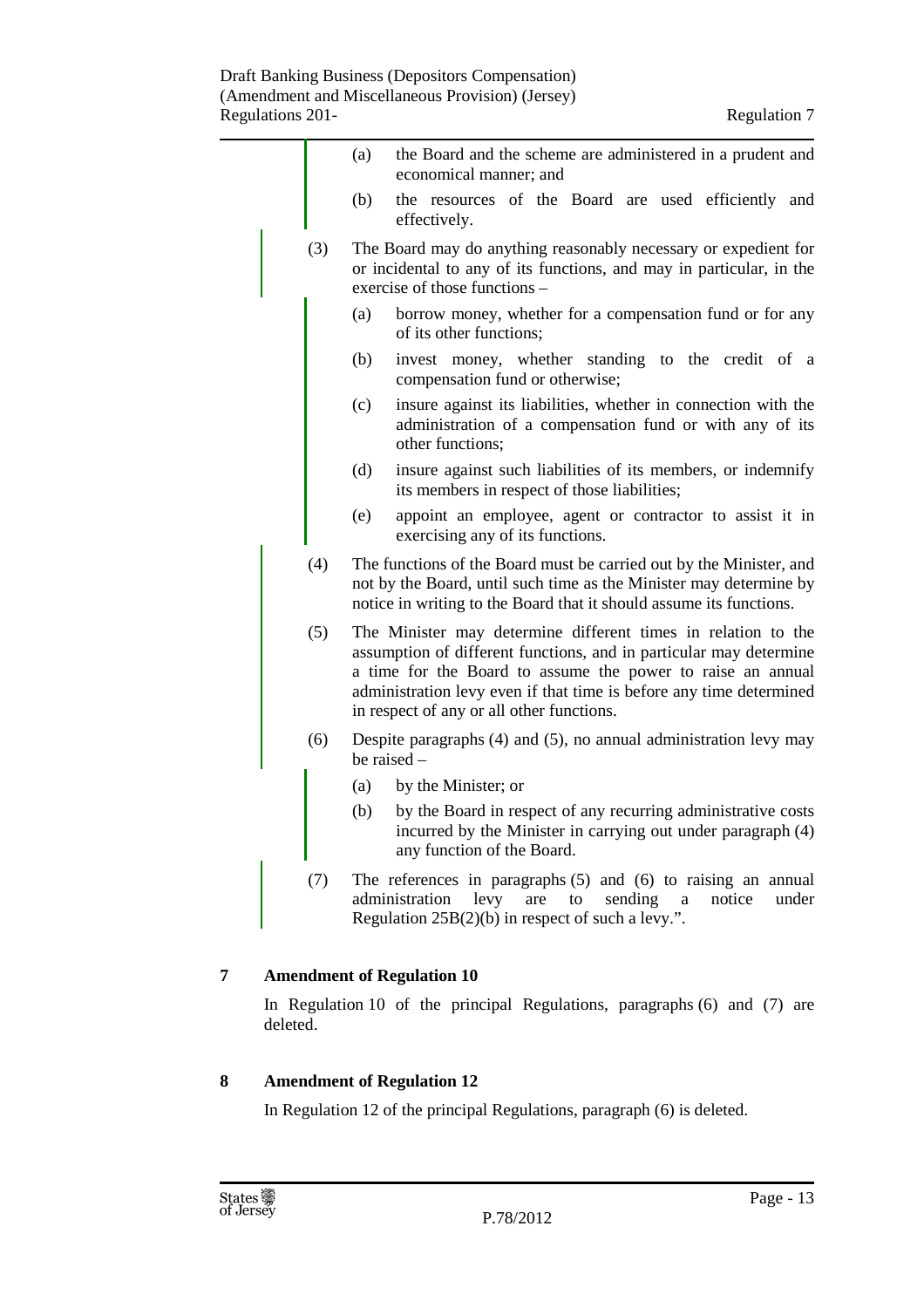(a) the Board and the scheme are administered in a prudent and economical manner; and

(b) the resources of the Board are used efficiently and effectively.

(3) The Board may do anything reasonably necessary or expedient for or incidental to any of its functions, and may in particular, in the exercise of those functions –

(a) borrow money, whether for a compensation fund or for any of its other functions;

(b) invest money, whether standing to the credit of a compensation fund or otherwise;

(c) insure against its liabilities, whether in connection with the administration of a compensation fund or with any of its other functions;

(d) insure against such liabilities of its members, or indemnify its members in respect of those liabilities;

(e) appoint an employee, agent or contractor to assist it in exercising any of its functions.

(4) The functions of the Board must be carried out by the Minister, and not by the Board, until such time as the Minister may determine by notice in writing to the Board that it should assume its functions.

(5) The Minister may determine different times in relation to the assumption of different functions, and in particular may determine a time for the Board to assume the power to raise an annual administration levy even if that time is before any time determined in respect of any or all other functions.

(6) Despite paragraphs (4) and (5), no annual administration levy may be raised –

(a) by the Minister; or

(b) by the Board in respect of any recurring administrative costs incurred by the Minister in carrying out under paragraph (4) any function of the Board.

(7) The references in paragraphs (5) and (6) to raising an annual administration levy are to sending a notice under Regulation 25B(2)(b) in respect of such a levy.".

**7 Amendment of Regulation 10**

In Regulation 10 of the principal Regulations, paragraphs (6) and (7) are deleted.

**8 Amendment of Regulation 12**

In Regulation 12 of the principal Regulations, paragraph (6) is deleted.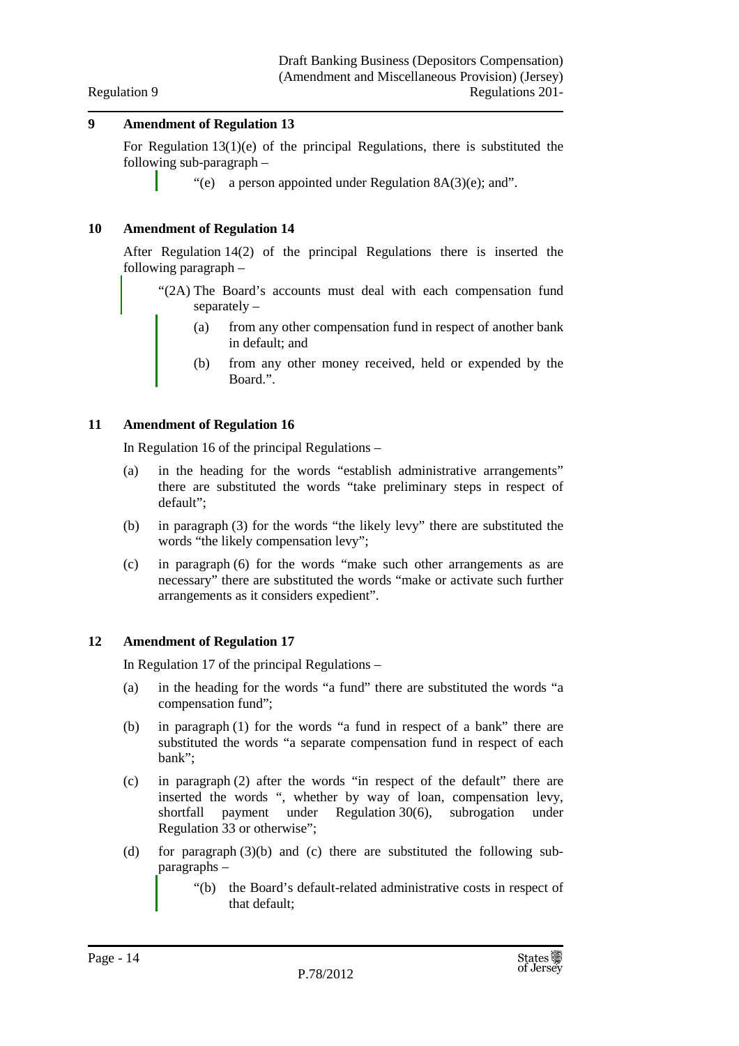## 9 Amendment of Regulation 13

For Regulation 13(1)(e) of the principal Regulations, there is substituted the following sub-paragraph –

> "(e) a person appointed under Regulation 8A(3)(e); and".

## 10 Amendment of Regulation 14

After Regulation 14(2) of the principal Regulations there is inserted the following paragraph –

> "(2A) The Board's accounts must deal with each compensation fund separately –
>
> (a) from any other compensation fund in respect of another bank in default; and
>
> (b) from any other money received, held or expended by the Board.".

## 11 Amendment of Regulation 16

In Regulation 16 of the principal Regulations –

(a) in the heading for the words "establish administrative arrangements" there are substituted the words "take preliminary steps in respect of default";

(b) in paragraph (3) for the words "the likely levy" there are substituted the words "the likely compensation levy";

(c) in paragraph (6) for the words "make such other arrangements as are necessary" there are substituted the words "make or activate such further arrangements as it considers expedient".

## 12 Amendment of Regulation 17

In Regulation 17 of the principal Regulations –

(a) in the heading for the words "a fund" there are substituted the words "a compensation fund";

(b) in paragraph (1) for the words "a fund in respect of a bank" there are substituted the words "a separate compensation fund in respect of each bank";

(c) in paragraph (2) after the words "in respect of the default" there are inserted the words ", whether by way of loan, compensation levy, shortfall payment under Regulation 30(6), subrogation under Regulation 33 or otherwise";

(d) for paragraph (3)(b) and (c) there are substituted the following sub-paragraphs –

> "(b) the Board's default-related administrative costs in respect of that default;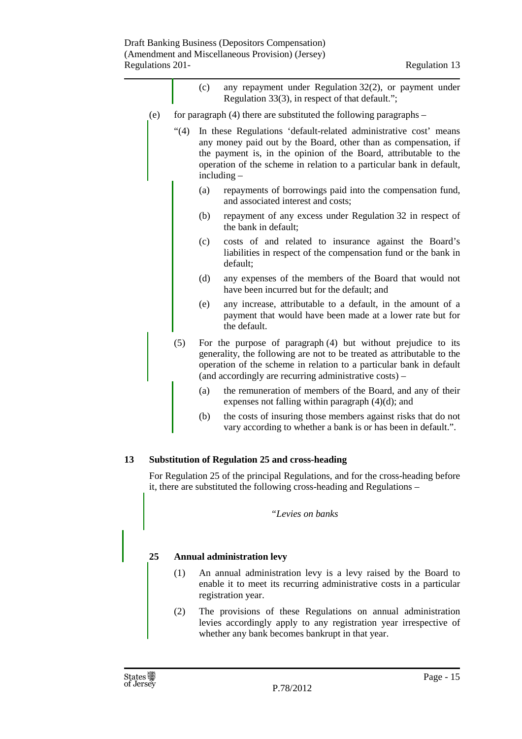(c) any repayment under Regulation 32(2), or payment under Regulation 33(3), in respect of that default.";

(e) for paragraph (4) there are substituted the following paragraphs –

"(4) In these Regulations 'default-related administrative cost' means any money paid out by the Board, other than as compensation, if the payment is, in the opinion of the Board, attributable to the operation of the scheme in relation to a particular bank in default, including –

(a) repayments of borrowings paid into the compensation fund, and associated interest and costs;

(b) repayment of any excess under Regulation 32 in respect of the bank in default;

(c) costs of and related to insurance against the Board's liabilities in respect of the compensation fund or the bank in default;

(d) any expenses of the members of the Board that would not have been incurred but for the default; and

(e) any increase, attributable to a default, in the amount of a payment that would have been made at a lower rate but for the default.

(5) For the purpose of paragraph (4) but without prejudice to its generality, the following are not to be treated as attributable to the operation of the scheme in relation to a particular bank in default (and accordingly are recurring administrative costs) –

(a) the remuneration of members of the Board, and any of their expenses not falling within paragraph (4)(d); and

(b) the costs of insuring those members against risks that do not vary according to whether a bank is or has been in default.".

## 13 Substitution of Regulation 25 and cross-heading

For Regulation 25 of the principal Regulations, and for the cross-heading before it, there are substituted the following cross-heading and Regulations –

*"Levies on banks*

### 25 Annual administration levy

(1) An annual administration levy is a levy raised by the Board to enable it to meet its recurring administrative costs in a particular registration year.

(2) The provisions of these Regulations on annual administration levies accordingly apply to any registration year irrespective of whether any bank becomes bankrupt in that year.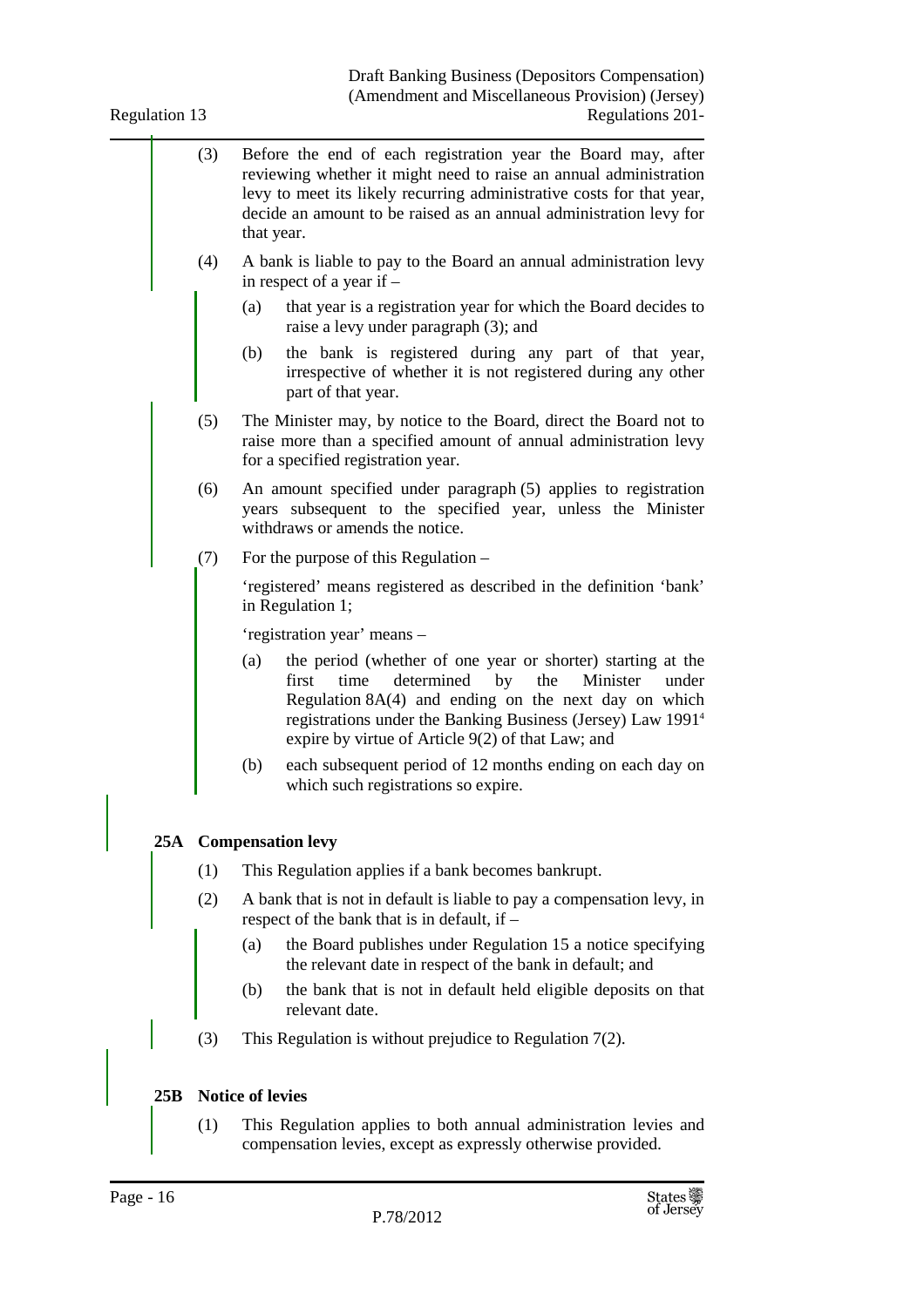(3) Before the end of each registration year the Board may, after reviewing whether it might need to raise an annual administration levy to meet its likely recurring administrative costs for that year, decide an amount to be raised as an annual administration levy for that year.

(4) A bank is liable to pay to the Board an annual administration levy in respect of a year if –

(a) that year is a registration year for which the Board decides to raise a levy under paragraph (3); and

(b) the bank is registered during any part of that year, irrespective of whether it is not registered during any other part of that year.

(5) The Minister may, by notice to the Board, direct the Board not to raise more than a specified amount of annual administration levy for a specified registration year.

(6) An amount specified under paragraph (5) applies to registration years subsequent to the specified year, unless the Minister withdraws or amends the notice.

(7) For the purpose of this Regulation –

'registered' means registered as described in the definition 'bank' in Regulation 1;

'registration year' means –

(a) the period (whether of one year or shorter) starting at the first time determined by the Minister under Regulation 8A(4) and ending on the next day on which registrations under the Banking Business (Jersey) Law 1991[4] expire by virtue of Article 9(2) of that Law; and

(b) each subsequent period of 12 months ending on each day on which such registrations so expire.

### 25A Compensation levy

(1) This Regulation applies if a bank becomes bankrupt.

(2) A bank that is not in default is liable to pay a compensation levy, in respect of the bank that is in default, if –

(a) the Board publishes under Regulation 15 a notice specifying the relevant date in respect of the bank in default; and

(b) the bank that is not in default held eligible deposits on that relevant date.

(3) This Regulation is without prejudice to Regulation 7(2).

### 25B Notice of levies

(1) This Regulation applies to both annual administration levies and compensation levies, except as expressly otherwise provided.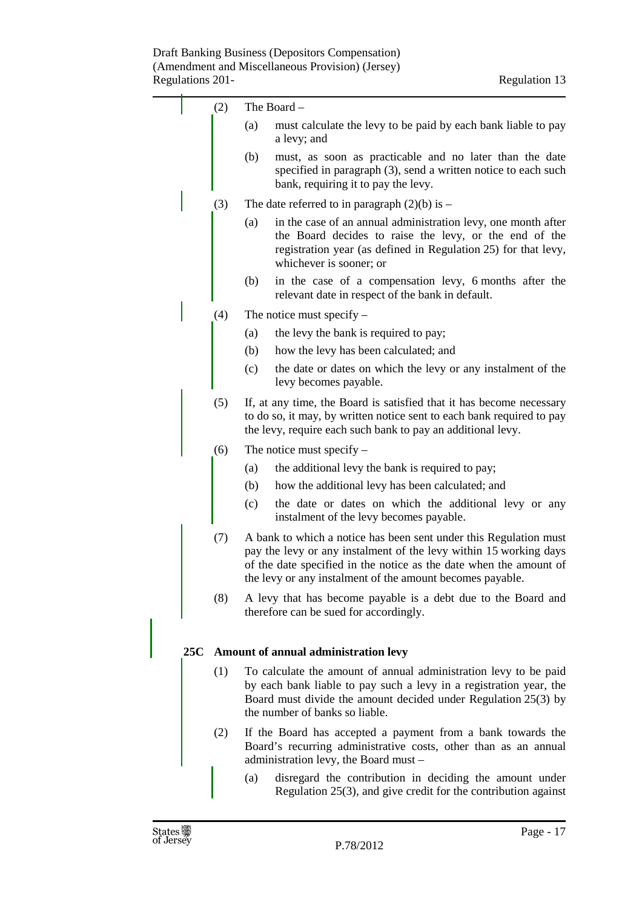(2) The Board –

(a) must calculate the levy to be paid by each bank liable to pay a levy; and

(b) must, as soon as practicable and no later than the date specified in paragraph (3), send a written notice to each such bank, requiring it to pay the levy.

(3) The date referred to in paragraph (2)(b) is –

(a) in the case of an annual administration levy, one month after the Board decides to raise the levy, or the end of the registration year (as defined in Regulation 25) for that levy, whichever is sooner; or

(b) in the case of a compensation levy, 6 months after the relevant date in respect of the bank in default.

(4) The notice must specify –

(a) the levy the bank is required to pay;

(b) how the levy has been calculated; and

(c) the date or dates on which the levy or any instalment of the levy becomes payable.

(5) If, at any time, the Board is satisfied that it has become necessary to do so, it may, by written notice sent to each bank required to pay the levy, require each such bank to pay an additional levy.

(6) The notice must specify –

(a) the additional levy the bank is required to pay;

(b) how the additional levy has been calculated; and

(c) the date or dates on which the additional levy or any instalment of the levy becomes payable.

(7) A bank to which a notice has been sent under this Regulation must pay the levy or any instalment of the levy within 15 working days of the date specified in the notice as the date when the amount of the levy or any instalment of the amount becomes payable.

(8) A levy that has become payable is a debt due to the Board and therefore can be sued for accordingly.

**25C Amount of annual administration levy**

(1) To calculate the amount of annual administration levy to be paid by each bank liable to pay such a levy in a registration year, the Board must divide the amount decided under Regulation 25(3) by the number of banks so liable.

(2) If the Board has accepted a payment from a bank towards the Board's recurring administrative costs, other than as an annual administration levy, the Board must –

(a) disregard the contribution in deciding the amount under Regulation 25(3), and give credit for the contribution against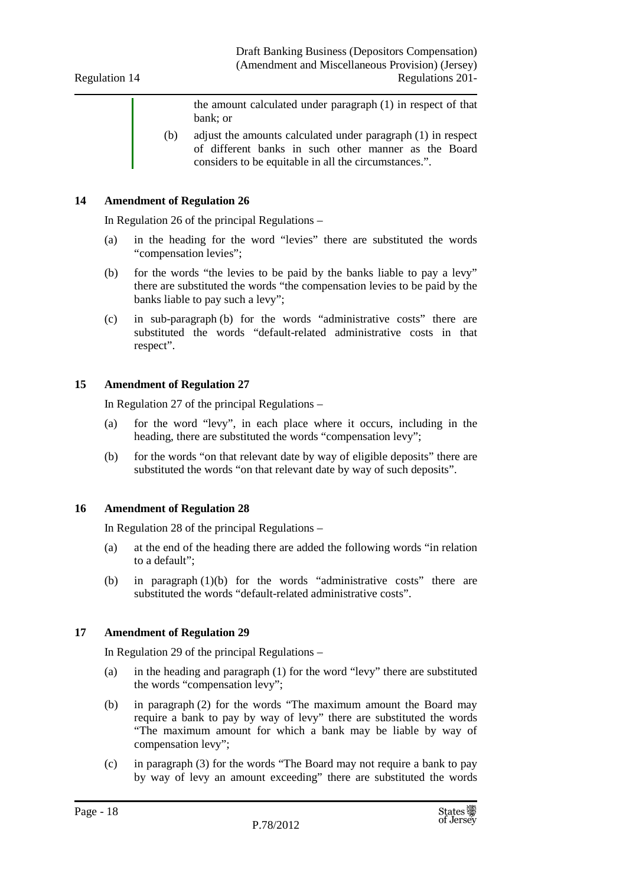the amount calculated under paragraph (1) in respect of that bank; or

(b) adjust the amounts calculated under paragraph (1) in respect of different banks in such other manner as the Board considers to be equitable in all the circumstances.".

**14 Amendment of Regulation 26**

In Regulation 26 of the principal Regulations –

(a) in the heading for the word "levies" there are substituted the words "compensation levies";

(b) for the words "the levies to be paid by the banks liable to pay a levy" there are substituted the words "the compensation levies to be paid by the banks liable to pay such a levy";

(c) in sub-paragraph (b) for the words "administrative costs" there are substituted the words "default-related administrative costs in that respect".

**15 Amendment of Regulation 27**

In Regulation 27 of the principal Regulations –

(a) for the word "levy", in each place where it occurs, including in the heading, there are substituted the words "compensation levy";

(b) for the words "on that relevant date by way of eligible deposits" there are substituted the words "on that relevant date by way of such deposits".

**16 Amendment of Regulation 28**

In Regulation 28 of the principal Regulations –

(a) at the end of the heading there are added the following words "in relation to a default";

(b) in paragraph (1)(b) for the words "administrative costs" there are substituted the words "default-related administrative costs".

**17 Amendment of Regulation 29**

In Regulation 29 of the principal Regulations –

(a) in the heading and paragraph (1) for the word "levy" there are substituted the words "compensation levy";

(b) in paragraph (2) for the words "The maximum amount the Board may require a bank to pay by way of levy" there are substituted the words "The maximum amount for which a bank may be liable by way of compensation levy";

(c) in paragraph (3) for the words "The Board may not require a bank to pay by way of levy an amount exceeding" there are substituted the words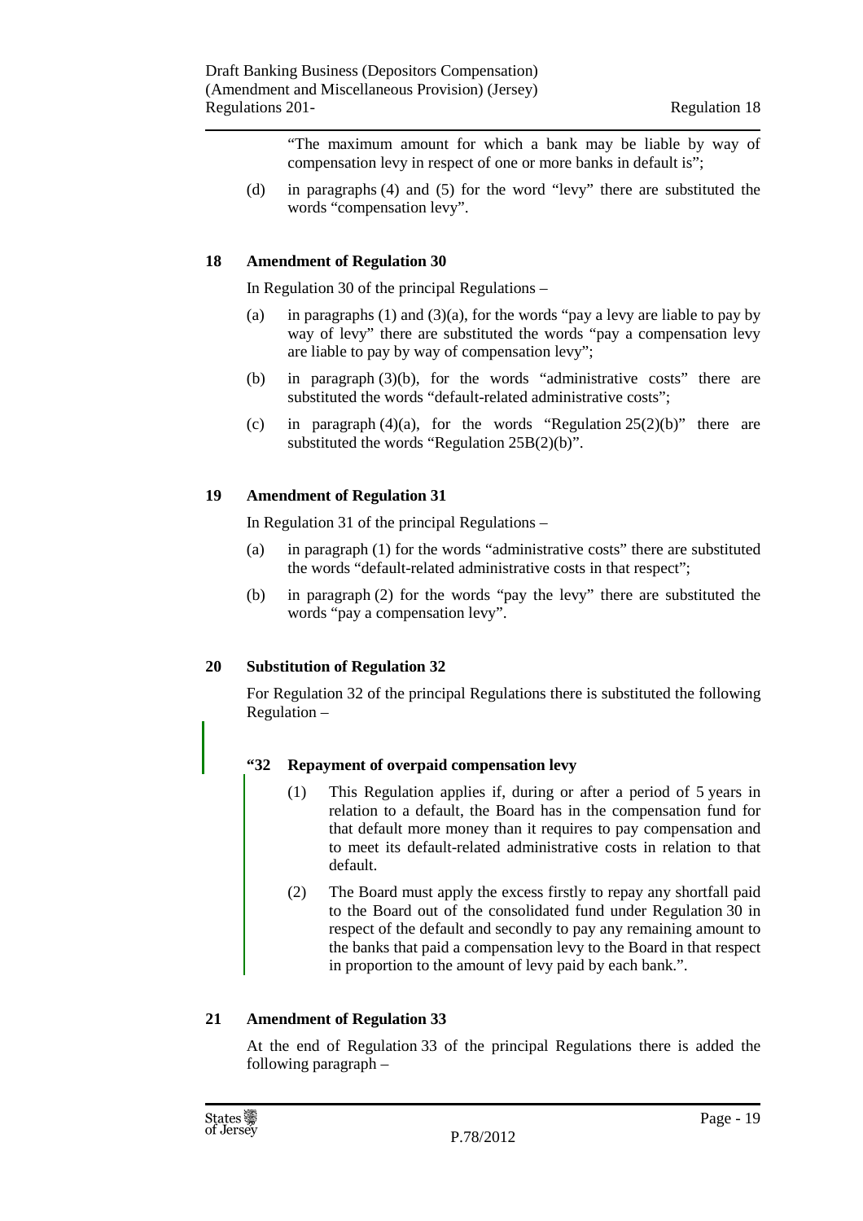"The maximum amount for which a bank may be liable by way of compensation levy in respect of one or more banks in default is";

(d) in paragraphs (4) and (5) for the word "levy" there are substituted the words "compensation levy".

### 18 Amendment of Regulation 30

In Regulation 30 of the principal Regulations –

(a) in paragraphs (1) and (3)(a), for the words "pay a levy are liable to pay by way of levy" there are substituted the words "pay a compensation levy are liable to pay by way of compensation levy";

(b) in paragraph (3)(b), for the words "administrative costs" there are substituted the words "default-related administrative costs";

(c) in paragraph (4)(a), for the words "Regulation 25(2)(b)" there are substituted the words "Regulation 25B(2)(b)".

### 19 Amendment of Regulation 31

In Regulation 31 of the principal Regulations –

(a) in paragraph (1) for the words "administrative costs" there are substituted the words "default-related administrative costs in that respect";

(b) in paragraph (2) for the words "pay the levy" there are substituted the words "pay a compensation levy".

### 20 Substitution of Regulation 32

For Regulation 32 of the principal Regulations there is substituted the following Regulation –

**"32 Repayment of overpaid compensation levy**

(1) This Regulation applies if, during or after a period of 5 years in relation to a default, the Board has in the compensation fund for that default more money than it requires to pay compensation and to meet its default-related administrative costs in relation to that default.

(2) The Board must apply the excess firstly to repay any shortfall paid to the Board out of the consolidated fund under Regulation 30 in respect of the default and secondly to pay any remaining amount to the banks that paid a compensation levy to the Board in that respect in proportion to the amount of levy paid by each bank.".

### 21 Amendment of Regulation 33

At the end of Regulation 33 of the principal Regulations there is added the following paragraph –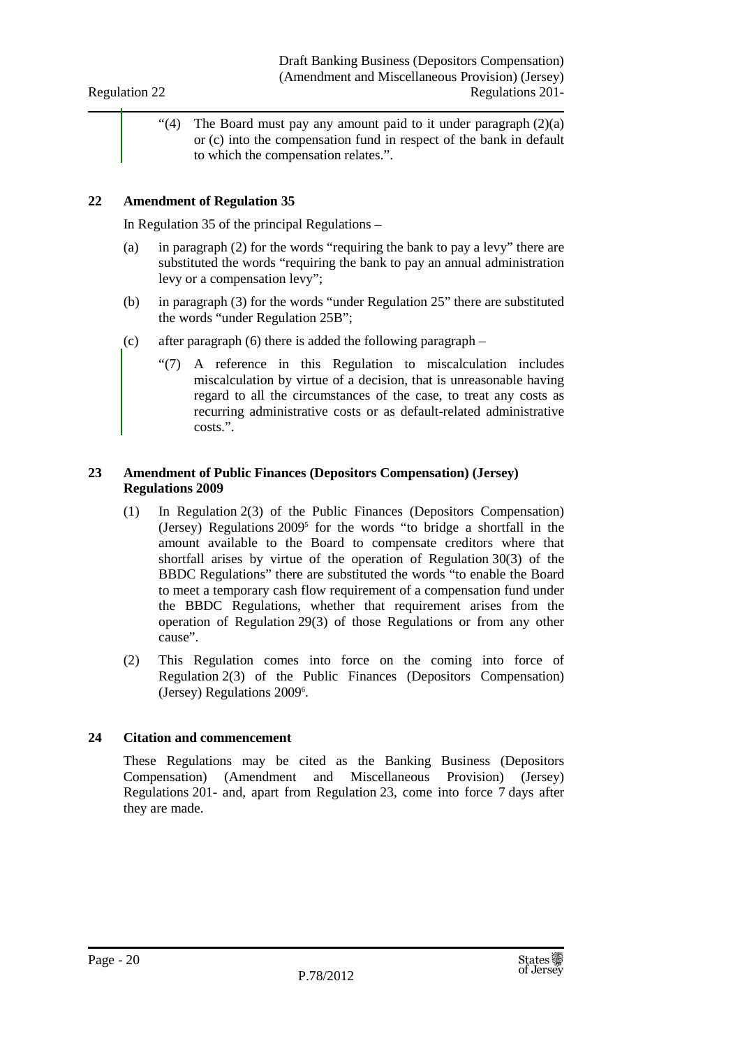"(4) The Board must pay any amount paid to it under paragraph (2)(a) or (c) into the compensation fund in respect of the bank in default to which the compensation relates.".

**22 Amendment of Regulation 35**

In Regulation 35 of the principal Regulations –

(a) in paragraph (2) for the words "requiring the bank to pay a levy" there are substituted the words "requiring the bank to pay an annual administration levy or a compensation levy";

(b) in paragraph (3) for the words "under Regulation 25" there are substituted the words "under Regulation 25B";

(c) after paragraph (6) there is added the following paragraph –

"(7) A reference in this Regulation to miscalculation includes miscalculation by virtue of a decision, that is unreasonable having regard to all the circumstances of the case, to treat any costs as recurring administrative costs or as default-related administrative costs.".

**23 Amendment of Public Finances (Depositors Compensation) (Jersey) Regulations 2009**

(1) In Regulation 2(3) of the Public Finances (Depositors Compensation) (Jersey) Regulations 2009[5] for the words "to bridge a shortfall in the amount available to the Board to compensate creditors where that shortfall arises by virtue of the operation of Regulation 30(3) of the BBDC Regulations" there are substituted the words "to enable the Board to meet a temporary cash flow requirement of a compensation fund under the BBDC Regulations, whether that requirement arises from the operation of Regulation 29(3) of those Regulations or from any other cause".

(2) This Regulation comes into force on the coming into force of Regulation 2(3) of the Public Finances (Depositors Compensation) (Jersey) Regulations 2009[6].

**24 Citation and commencement**

These Regulations may be cited as the Banking Business (Depositors Compensation) (Amendment and Miscellaneous Provision) (Jersey) Regulations 201- and, apart from Regulation 23, come into force 7 days after they are made.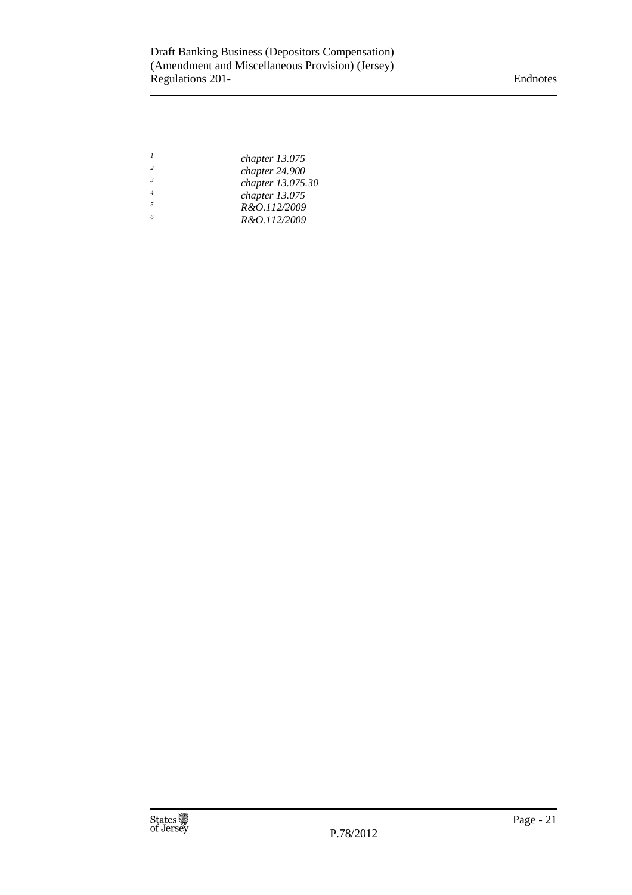[1] *chapter 13.075*

[2] *chapter 24.900*

[3] *chapter 13.075.30*

[4] *chapter 13.075*

[5] *R&O.112/2009*

[6] *R&O.112/2009*